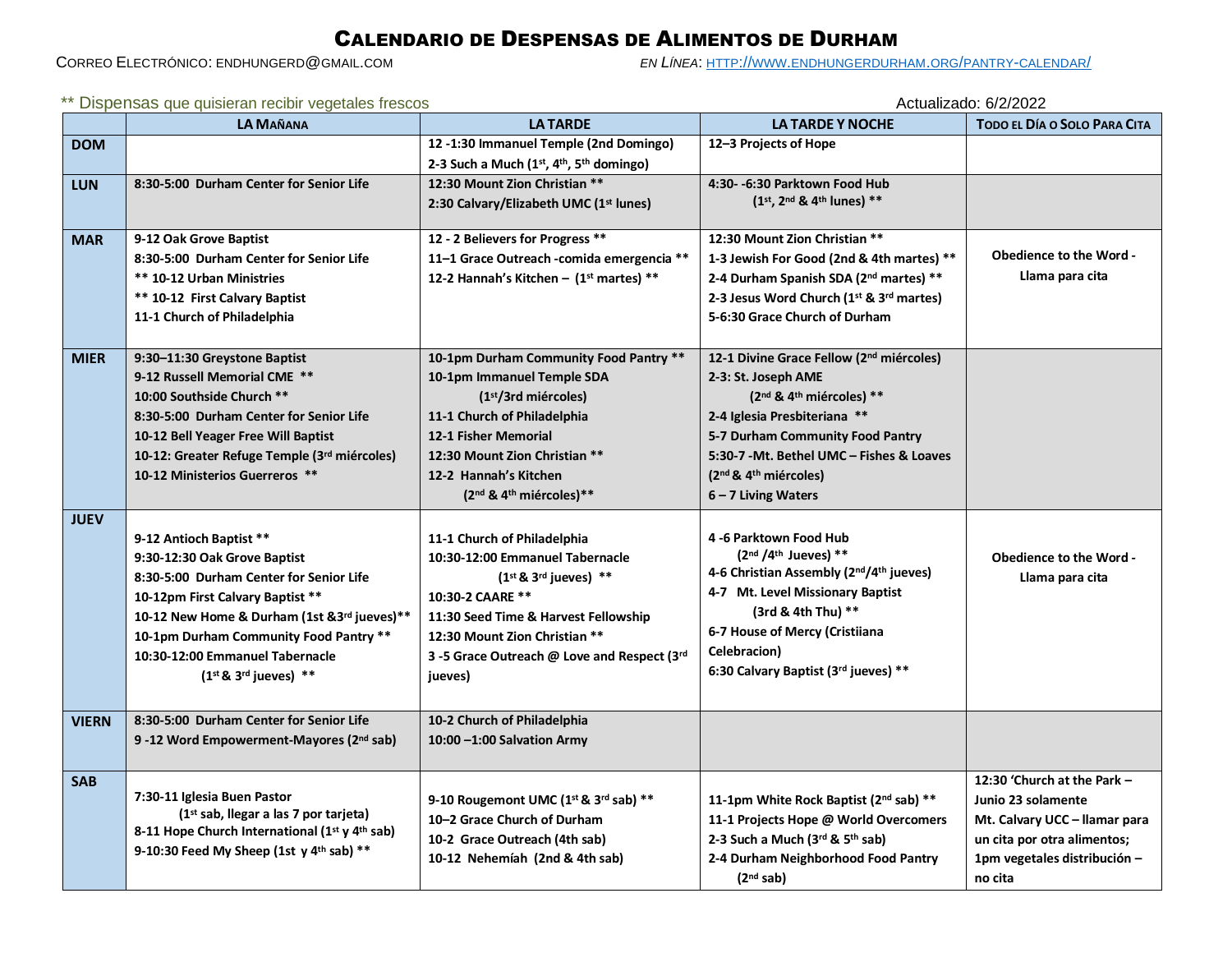# Calendario de Despensas de Alimentos de Durham

Correo Electrónico: endhungerd@gmail.com

*En Línea*: http://www.endhungerdurham.org/pantry-calendar/

** Dispensas que quisieran recibir vegetales frescos

Actualizado: 6/2/2022

| | LA MAÑANA | LA TARDE | LA TARDE Y NOCHE | TODO EL DÍA O SOLO PARA CITA |
|---|---|---|---|---|
| **DOM** | | 12 -1:30 Immanuel Temple (2nd Domingo)<br>2-3 Such a Much (1st, 4th, 5th domingo) | 12–3 Projects of Hope | |
| **LUN** | 8:30-5:00 Durham Center for Senior Life | 12:30 Mount Zion Christian **<br>2:30 Calvary/Elizabeth UMC (1st lunes) | 4:30- -6:30 Parktown Food Hub (1st, 2nd & 4th lunes) ** | |
| **MAR** | 9-12 Oak Grove Baptist<br>8:30-5:00 Durham Center for Senior Life<br>** 10-12 Urban Ministries<br>** 10-12 First Calvary Baptist<br>11-1 Church of Philadelphia | 12 - 2 Believers for Progress **<br>11–1 Grace Outreach -comida emergencia **<br>12-2 Hannah's Kitchen – (1st martes) ** | 12:30 Mount Zion Christian **<br>1-3 Jewish For Good (2nd & 4th martes) **<br>2-4 Durham Spanish SDA (2nd martes) **<br>2-3 Jesus Word Church (1st & 3rd martes)<br>5-6:30 Grace Church of Durham | Obedience to the Word - Llama para cita |
| **MIER** | 9:30–11:30 Greystone Baptist<br>9-12 Russell Memorial CME **<br>10:00 Southside Church **<br>8:30-5:00 Durham Center for Senior Life<br>10-12 Bell Yeager Free Will Baptist<br>10-12: Greater Refuge Temple (3rd miércoles)<br>10-12 Ministerios Guerreros ** | 10-1pm Durham Community Food Pantry **<br>10-1pm Immanuel Temple SDA (1st/3rd miércoles)<br>11-1 Church of Philadelphia<br>12-1 Fisher Memorial<br>12:30 Mount Zion Christian **<br>12-2 Hannah's Kitchen (2nd & 4th miércoles)** | 12-1 Divine Grace Fellow (2nd miércoles)<br>2-3: St. Joseph AME (2nd & 4th miércoles) **<br>2-4 Iglesia Presbiteriana **<br>5-7 Durham Community Food Pantry<br>5:30-7 -Mt. Bethel UMC – Fishes & Loaves (2nd & 4th miércoles)<br>6 – 7 Living Waters | |
| **JUEV** | 9-12 Antioch Baptist **<br>9:30-12:30 Oak Grove Baptist<br>8:30-5:00 Durham Center for Senior Life<br>10-12pm First Calvary Baptist **<br>10-12 New Home & Durham (1st &3rd jueves)**<br>10-1pm Durham Community Food Pantry **<br>10:30-12:00 Emmanuel Tabernacle (1st & 3rd jueves) ** | 11-1 Church of Philadelphia<br>10:30-12:00 Emmanuel Tabernacle (1st & 3rd jueves) **<br>10:30-2 CAARE **<br>11:30 Seed Time & Harvest Fellowship<br>12:30 Mount Zion Christian **<br>3 -5 Grace Outreach @ Love and Respect (3rd jueves) | 4 -6 Parktown Food Hub (2nd /4th Jueves) **<br>4-6 Christian Assembly (2nd/4th jueves)<br>4-7 Mt. Level Missionary Baptist (3rd & 4th Thu) **<br>6-7 House of Mercy (Cristiiana Celebracion)<br>6:30 Calvary Baptist (3rd jueves) ** | Obedience to the Word - Llama para cita |
| **VIERN** | 8:30-5:00 Durham Center for Senior Life<br>9 -12 Word Empowerment-Mayores (2nd sab) | 10-2 Church of Philadelphia<br>10:00 –1:00 Salvation Army | | |
| **SAB** | 7:30-11 Iglesia Buen Pastor (1st sab, llegar a las 7 por tarjeta)<br>8-11 Hope Church International (1st y 4th sab)<br>9-10:30 Feed My Sheep (1st y 4th sab) ** | 9-10 Rougemont UMC (1st & 3rd sab) **<br>10–2 Grace Church of Durham<br>10-2 Grace Outreach (4th sab)<br>10-12 Nehemíah (2nd & 4th sab) | 11-1pm White Rock Baptist (2nd sab) **<br>11-1 Projects Hope @ World Overcomers<br>2-3 Such a Much (3rd & 5th sab)<br>2-4 Durham Neighborhood Food Pantry (2nd sab) | 12:30 'Church at the Park – Junio 23 solamente<br>Mt. Calvary UCC – llamar para un cita por otra alimentos; 1pm vegetales distribución – no cita |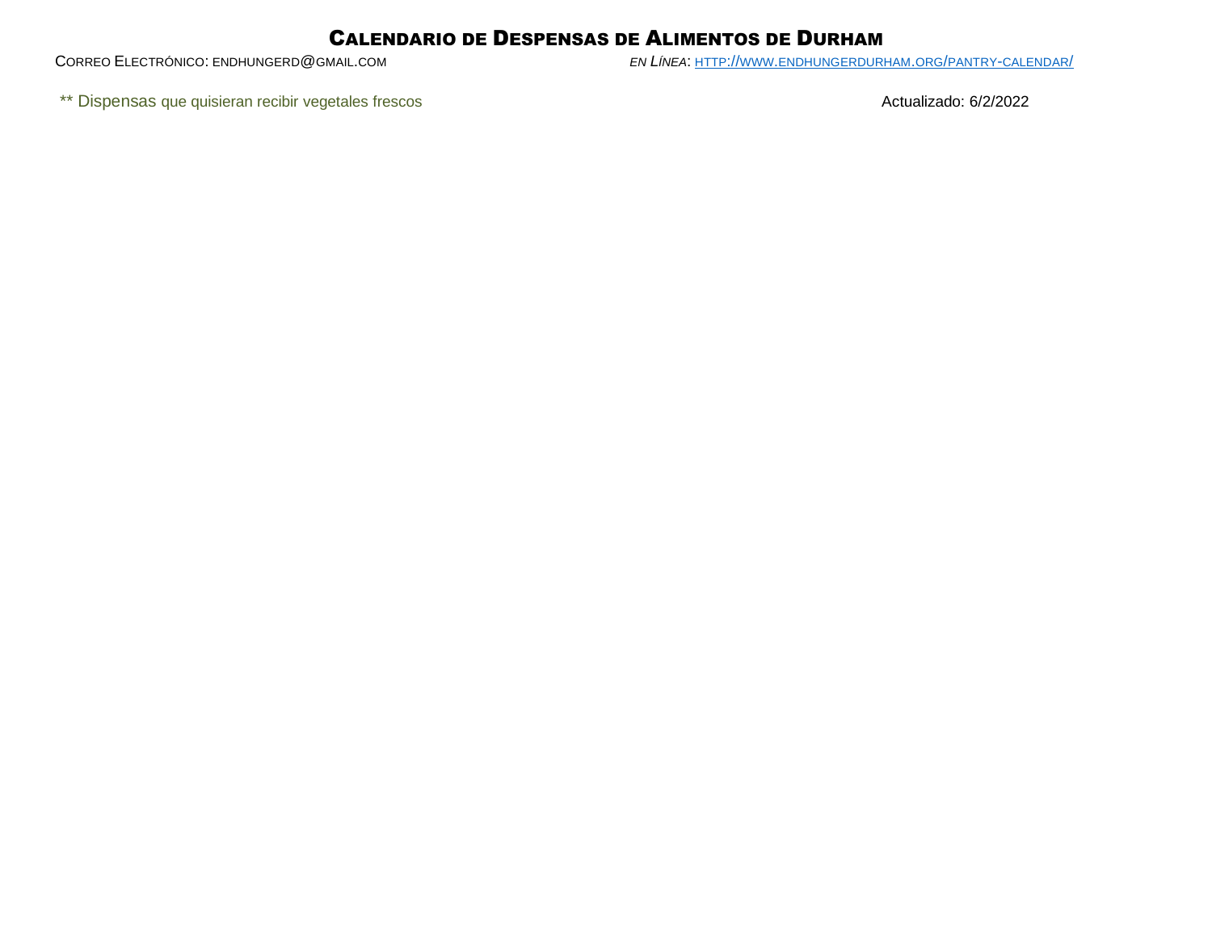# Calendario de Despensas de Alimentos de Durham

Correo Electrónico: endhungerd@gmail.com

*en Línea*: http://www.endhungerdurham.org/pantry-calendar/

** Dispensas que quisieran recibir vegetales frescos

Actualizado: 6/2/2022